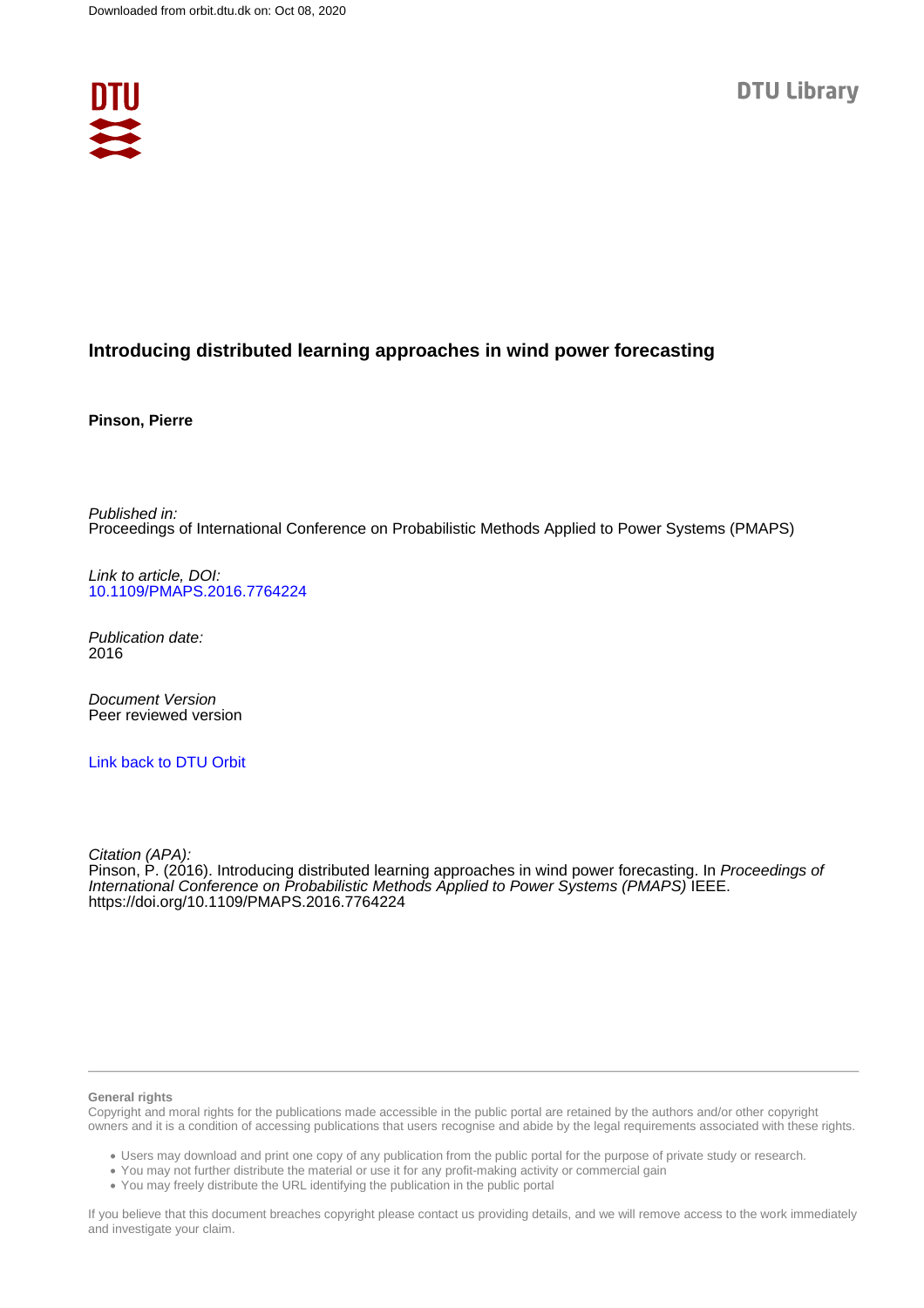Downloaded from orbit.dtu.dk on: Oct 08, 2020

DTU Library

# Introducing distributed learning approaches in wind power forecasting

**Pinson, Pierre**

*Published in:*
Proceedings of International Conference on Probabilistic Methods Applied to Power Systems (PMAPS)

*Link to article, DOI:*
10.1109/PMAPS.2016.7764224

*Publication date:*
2016

*Document Version*
Peer reviewed version

Link back to DTU Orbit

*Citation (APA):*
Pinson, P. (2016). Introducing distributed learning approaches in wind power forecasting. In *Proceedings of International Conference on Probabilistic Methods Applied to Power Systems (PMAPS)* IEEE. https://doi.org/10.1109/PMAPS.2016.7764224

---

**General rights**
Copyright and moral rights for the publications made accessible in the public portal are retained by the authors and/or other copyright owners and it is a condition of accessing publications that users recognise and abide by the legal requirements associated with these rights.

- Users may download and print one copy of any publication from the public portal for the purpose of private study or research.
- You may not further distribute the material or use it for any profit-making activity or commercial gain
- You may freely distribute the URL identifying the publication in the public portal

If you believe that this document breaches copyright please contact us providing details, and we will remove access to the work immediately and investigate your claim.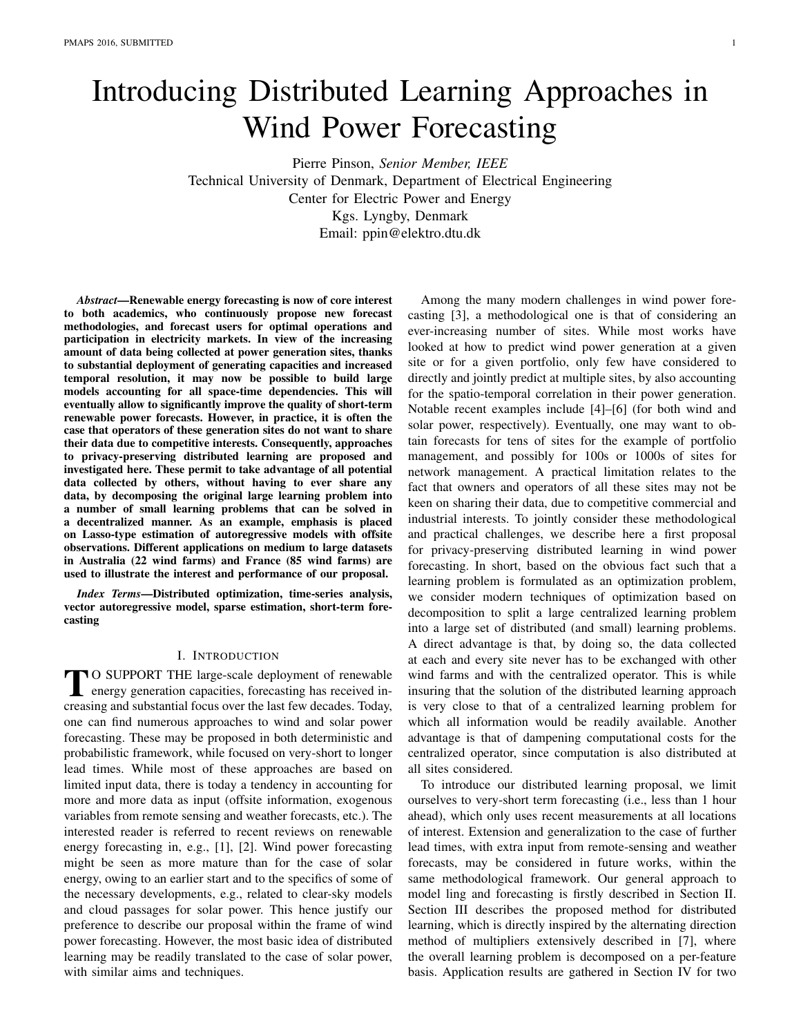# Introducing Distributed Learning Approaches in Wind Power Forecasting

Pierre Pinson, *Senior Member, IEEE*
Technical University of Denmark, Department of Electrical Engineering
Center for Electric Power and Energy
Kgs. Lyngby, Denmark
Email: ppin@elektro.dtu.dk

***Abstract*—Renewable energy forecasting is now of core interest to both academics, who continuously propose new forecast methodologies, and forecast users for optimal operations and participation in electricity markets. In view of the increasing amount of data being collected at power generation sites, thanks to substantial deployment of generating capacities and increased temporal resolution, it may now be possible to build large models accounting for all space-time dependencies. This will eventually allow to significantly improve the quality of short-term renewable power forecasts. However, in practice, it is often the case that operators of these generation sites do not want to share their data due to competitive interests. Consequently, approaches to privacy-preserving distributed learning are proposed and investigated here. These permit to take advantage of all potential data collected by others, without having to ever share any data, by decomposing the original large learning problem into a number of small learning problems that can be solved in a decentralized manner. As an example, emphasis is placed on Lasso-type estimation of autoregressive models with offsite observations. Different applications on medium to large datasets in Australia (22 wind farms) and France (85 wind farms) are used to illustrate the interest and performance of our proposal.**

***Index Terms*—Distributed optimization, time-series analysis, vector autoregressive model, sparse estimation, short-term forecasting**

## I. Introduction

To support the large-scale deployment of renewable energy generation capacities, forecasting has received increasing and substantial focus over the last few decades. Today, one can find numerous approaches to wind and solar power forecasting. These may be proposed in both deterministic and probabilistic framework, while focused on very-short to longer lead times. While most of these approaches are based on limited input data, there is today a tendency in accounting for more and more data as input (offsite information, exogenous variables from remote sensing and weather forecasts, etc.). The interested reader is referred to recent reviews on renewable energy forecasting in, e.g., [1], [2]. Wind power forecasting might be seen as more mature than for the case of solar energy, owing to an earlier start and to the specifics of some of the necessary developments, e.g., related to clear-sky models and cloud passages for solar power. This hence justify our preference to describe our proposal within the frame of wind power forecasting. However, the most basic idea of distributed learning may be readily translated to the case of solar power, with similar aims and techniques.

Among the many modern challenges in wind power forecasting [3], a methodological one is that of considering an ever-increasing number of sites. While most works have looked at how to predict wind power generation at a given site or for a given portfolio, only few have considered to directly and jointly predict at multiple sites, by also accounting for the spatio-temporal correlation in their power generation. Notable recent examples include [4]–[6] (for both wind and solar power, respectively). Eventually, one may want to obtain forecasts for tens of sites for the example of portfolio management, and possibly for 100s or 1000s of sites for network management. A practical limitation relates to the fact that owners and operators of all these sites may not be keen on sharing their data, due to competitive commercial and industrial interests. To jointly consider these methodological and practical challenges, we describe here a first proposal for privacy-preserving distributed learning in wind power forecasting. In short, based on the obvious fact such that a learning problem is formulated as an optimization problem, we consider modern techniques of optimization based on decomposition to split a large centralized learning problem into a large set of distributed (and small) learning problems. A direct advantage is that, by doing so, the data collected at each and every site never has to be exchanged with other wind farms and with the centralized operator. This is while insuring that the solution of the distributed learning approach is very close to that of a centralized learning problem for which all information would be readily available. Another advantage is that of dampening computational costs for the centralized operator, since computation is also distributed at all sites considered.

To introduce our distributed learning proposal, we limit ourselves to very-short term forecasting (i.e., less than 1 hour ahead), which only uses recent measurements at all locations of interest. Extension and generalization to the case of further lead times, with extra input from remote-sensing and weather forecasts, may be considered in future works, within the same methodological framework. Our general approach to model ling and forecasting is firstly described in Section II. Section III describes the proposed method for distributed learning, which is directly inspired by the alternating direction method of multipliers extensively described in [7], where the overall learning problem is decomposed on a per-feature basis. Application results are gathered in Section IV for two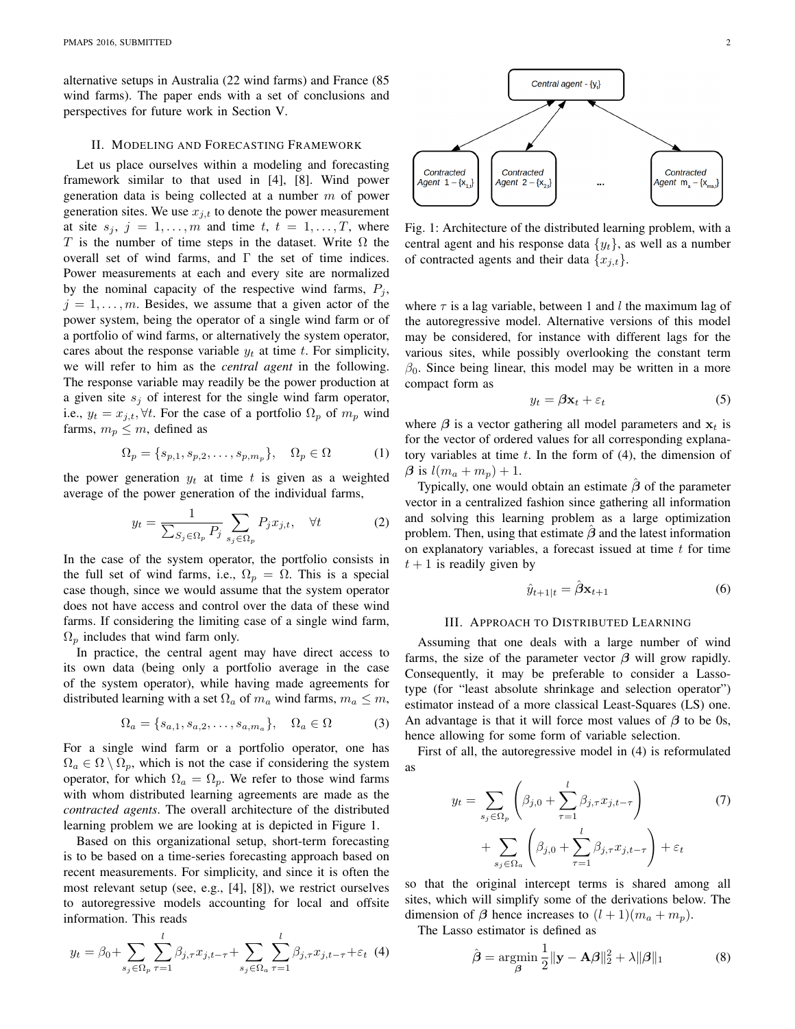alternative setups in Australia (22 wind farms) and France (85 wind farms). The paper ends with a set of conclusions and perspectives for future work in Section V.

## II. Modeling and Forecasting Framework

Let us place ourselves within a modeling and forecasting framework similar to that used in [4], [8]. Wind power generation data is being collected at a number $m$ of power generation sites. We use $x_{j,t}$ to denote the power measurement at site $s_j$, $j = 1, \ldots, m$ and time $t$, $t = 1, \ldots, T$, where $T$ is the number of time steps in the dataset. Write $\Omega$ the overall set of wind farms, and $\Gamma$ the set of time indices. Power measurements at each and every site are normalized by the nominal capacity of the respective wind farms, $P_j$, $j = 1, \ldots, m$. Besides, we assume that a given actor of the power system, being the operator of a single wind farm or of a portfolio of wind farms, or alternatively the system operator, cares about the response variable $y_t$ at time $t$. For simplicity, we will refer to him as the *central agent* in the following. The response variable may readily be the power production at a given site $s_j$ of interest for the single wind farm operator, i.e., $y_t = x_{j,t}, \forall t$. For the case of a portfolio $\Omega_p$ of $m_p$ wind farms, $m_p \leq m$, defined as

$$\Omega_p = \{s_{p,1}, s_{p,2}, \ldots, s_{p,m_p}\}, \quad \Omega_p \in \Omega \tag{1}$$

the power generation $y_t$ at time $t$ is given as a weighted average of the power generation of the individual farms,

$$y_t = \frac{1}{\sum_{S_j \in \Omega_p} P_j} \sum_{s_j \in \Omega_p} P_j x_{j,t}, \quad \forall t \tag{2}$$

In the case of the system operator, the portfolio consists in the full set of wind farms, i.e., $\Omega_p = \Omega$. This is a special case though, since we would assume that the system operator does not have access and control over the data of these wind farms. If considering the limiting case of a single wind farm, $\Omega_p$ includes that wind farm only.

In practice, the central agent may have direct access to its own data (being only a portfolio average in the case of the system operator), while having made agreements for distributed learning with a set $\Omega_a$ of $m_a$ wind farms, $m_a \leq m$,

$$\Omega_a = \{s_{a,1}, s_{a,2}, \ldots, s_{a,m_a}\}, \quad \Omega_a \in \Omega \tag{3}$$

For a single wind farm or a portfolio operator, one has $\Omega_a \in \Omega \setminus \Omega_p$, which is not the case if considering the system operator, for which $\Omega_a = \Omega_p$. We refer to those wind farms with whom distributed learning agreements are made as the *contracted agents*. The overall architecture of the distributed learning problem we are looking at is depicted in Figure 1.

Fig. 1: Architecture of the distributed learning problem, with a central agent and his response data $\{y_t\}$, as well as a number of contracted agents and their data $\{x_{j,t}\}$.

Based on this organizational setup, short-term forecasting is to be based on a time-series forecasting approach based on recent measurements. For simplicity, and since it is often the most relevant setup (see, e.g., [4], [8]), we restrict ourselves to autoregressive models accounting for local and offsite information. This reads

$$y_t = \beta_0 + \sum_{s_j \in \Omega_p} \sum_{\tau=1}^{l} \beta_{j,\tau} x_{j,t-\tau} + \sum_{s_j \in \Omega_a} \sum_{\tau=1}^{l} \beta_{j,\tau} x_{j,t-\tau} + \varepsilon_t \tag{4}$$

where $\tau$ is a lag variable, between 1 and $l$ the maximum lag of the autoregressive model. Alternative versions of this model may be considered, for instance with different lags for the various sites, while possibly overlooking the constant term $\beta_0$. Since being linear, this model may be written in a more compact form as

$$y_t = \boldsymbol{\beta} \mathbf{x}_t + \varepsilon_t \tag{5}$$

where $\boldsymbol{\beta}$ is a vector gathering all model parameters and $\mathbf{x}_t$ is for the vector of ordered values for all corresponding explanatory variables at time $t$. In the form of (4), the dimension of $\boldsymbol{\beta}$ is $l(m_a + m_p) + 1$.

Typically, one would obtain an estimate $\hat{\boldsymbol{\beta}}$ of the parameter vector in a centralized fashion since gathering all information and solving this learning problem as a large optimization problem. Then, using that estimate $\hat{\boldsymbol{\beta}}$ and the latest information on explanatory variables, a forecast issued at time $t$ for time $t+1$ is readily given by

$$\hat{y}_{t+1|t} = \hat{\boldsymbol{\beta}} \mathbf{x}_{t+1} \tag{6}$$

## III. Approach to Distributed Learning

Assuming that one deals with a large number of wind farms, the size of the parameter vector $\boldsymbol{\beta}$ will grow rapidly. Consequently, it may be preferable to consider a Lasso-type (for "least absolute shrinkage and selection operator") estimator instead of a more classical Least-Squares (LS) one. An advantage is that it will force most values of $\boldsymbol{\beta}$ to be 0s, hence allowing for some form of variable selection.

First of all, the autoregressive model in (4) is reformulated as

$$\begin{aligned} y_t = & \sum_{s_j \in \Omega_p} \left( \beta_{j,0} + \sum_{\tau=1}^{l} \beta_{j,\tau} x_{j,t-\tau} \right) \\ & + \sum_{s_j \in \Omega_a} \left( \beta_{j,0} + \sum_{\tau=1}^{l} \beta_{j,\tau} x_{j,t-\tau} \right) + \varepsilon_t \end{aligned} \tag{7}$$

so that the original intercept terms is shared among all sites, which will simplify some of the derivations below. The dimension of $\boldsymbol{\beta}$ hence increases to $(l+1)(m_a + m_p)$.

The Lasso estimator is defined as

$$\hat{\boldsymbol{\beta}} = \underset{\boldsymbol{\beta}}{\operatorname{argmin}} \frac{1}{2} \|\mathbf{y} - \mathbf{A}\boldsymbol{\beta}\|_2^2 + \lambda \|\boldsymbol{\beta}\|_1 \tag{8}$$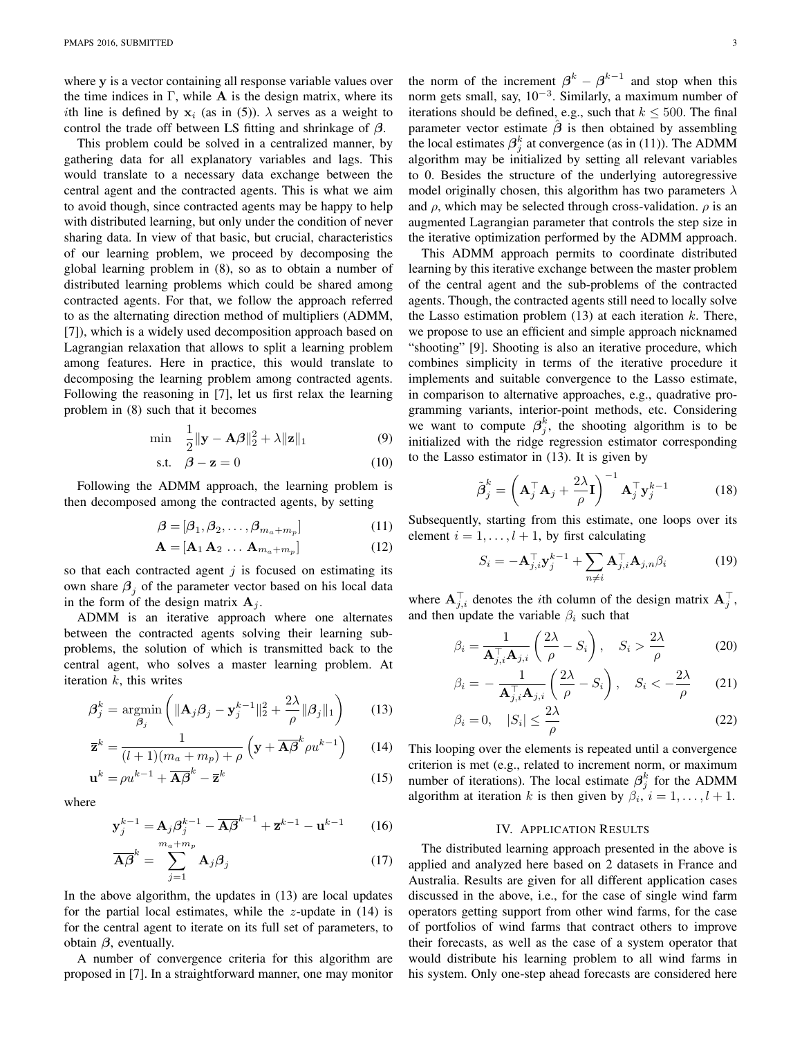where $\mathbf{y}$ is a vector containing all response variable values over the time indices in $\Gamma$, while $\mathbf{A}$ is the design matrix, where its $i$th line is defined by $\mathbf{x}_i$ (as in (5)). $\lambda$ serves as a weight to control the trade off between LS fitting and shrinkage of $\boldsymbol{\beta}$.

This problem could be solved in a centralized manner, by gathering data for all explanatory variables and lags. This would translate to a necessary data exchange between the central agent and the contracted agents. This is what we aim to avoid though, since contracted agents may be happy to help with distributed learning, but only under the condition of never sharing data. In view of that basic, but crucial, characteristics of our learning problem, we proceed by decomposing the global learning problem in (8), so as to obtain a number of distributed learning problems which could be shared among contracted agents. For that, we follow the approach referred to as the alternating direction method of multipliers (ADMM, [7]), which is a widely used decomposition approach based on Lagrangian relaxation that allows to split a learning problem among features. Here in practice, this would translate to decomposing the learning problem among contracted agents. Following the reasoning in [7], let us first relax the learning problem in (8) such that it becomes

$$\min \quad \frac{1}{2}\|\mathbf{y} - \mathbf{A}\boldsymbol{\beta}\|_2^2 + \lambda\|\mathbf{z}\|_1 \tag{9}$$

$$\text{s.t.} \quad \boldsymbol{\beta} - \mathbf{z} = 0 \tag{10}$$

Following the ADMM approach, the learning problem is then decomposed among the contracted agents, by setting

$$\boldsymbol{\beta} = [\boldsymbol{\beta}_1, \boldsymbol{\beta}_2, \ldots, \boldsymbol{\beta}_{m_a+m_p}] \tag{11}$$

$$\mathbf{A} = [\mathbf{A}_1\, \mathbf{A}_2\, \ldots\, \mathbf{A}_{m_a+m_p}] \tag{12}$$

so that each contracted agent $j$ is focused on estimating its own share $\boldsymbol{\beta}_j$ of the parameter vector based on his local data in the form of the design matrix $\mathbf{A}_j$.

ADMM is an iterative approach where one alternates between the contracted agents solving their learning sub-problems, the solution of which is transmitted back to the central agent, who solves a master learning problem. At iteration $k$, this writes

$$\boldsymbol{\beta}_j^k = \underset{\boldsymbol{\beta}_j}{\operatorname{argmin}} \left( \|\mathbf{A}_j\boldsymbol{\beta}_j - \mathbf{y}_j^{k-1}\|_2^2 + \frac{2\lambda}{\rho}\|\boldsymbol{\beta}_j\|_1 \right) \tag{13}$$

$$\overline{\mathbf{z}}^k = \frac{1}{(l+1)(m_a+m_p)+\rho}\left(\mathbf{y} + \overline{\mathbf{A}\boldsymbol{\beta}}^k \rho u^{k-1}\right) \tag{14}$$

$$\mathbf{u}^k = \rho u^{k-1} + \overline{\mathbf{A}\boldsymbol{\beta}}^k - \overline{\mathbf{z}}^k \tag{15}$$

where

$$\mathbf{y}_j^{k-1} = \mathbf{A}_j\boldsymbol{\beta}_j^{k-1} - \overline{\mathbf{A}\boldsymbol{\beta}}^{k-1} + \overline{\mathbf{z}}^{k-1} - \mathbf{u}^{k-1} \tag{16}$$

$$\overline{\mathbf{A}\boldsymbol{\beta}}^k = \sum_{j=1}^{m_a+m_p} \mathbf{A}_j\boldsymbol{\beta}_j \tag{17}$$

In the above algorithm, the updates in (13) are local updates for the partial local estimates, while the $z$-update in (14) is for the central agent to iterate on its full set of parameters, to obtain $\boldsymbol{\beta}$, eventually.

A number of convergence criteria for this algorithm are proposed in [7]. In a straightforward manner, one may monitor the norm of the increment $\boldsymbol{\beta}^k - \boldsymbol{\beta}^{k-1}$ and stop when this norm gets small, say, $10^{-3}$. Similarly, a maximum number of iterations should be defined, e.g., such that $k \leq 500$. The final parameter vector estimate $\hat{\boldsymbol{\beta}}$ is then obtained by assembling the local estimates $\boldsymbol{\beta}_j^k$ at convergence (as in (11)). The ADMM algorithm may be initialized by setting all relevant variables to 0. Besides the structure of the underlying autoregressive model originally chosen, this algorithm has two parameters $\lambda$ and $\rho$, which may be selected through cross-validation. $\rho$ is an augmented Lagrangian parameter that controls the step size in the iterative optimization performed by the ADMM approach.

This ADMM approach permits to coordinate distributed learning by this iterative exchange between the master problem of the central agent and the sub-problems of the contracted agents. Though, the contracted agents still need to locally solve the Lasso estimation problem (13) at each iteration $k$. There, we propose to use an efficient and simple approach nicknamed "shooting" [9]. Shooting is also an iterative procedure, which combines simplicity in terms of the iterative procedure it implements and suitable convergence to the Lasso estimate, in comparison to alternative approaches, e.g., quadrative programming variants, interior-point methods, etc. Considering we want to compute $\boldsymbol{\beta}_j^k$, the shooting algorithm is to be initialized with the ridge regression estimator corresponding to the Lasso estimator in (13). It is given by

$$\tilde{\boldsymbol{\beta}}_j^k = \left(\mathbf{A}_j^\top\mathbf{A}_j + \frac{2\lambda}{\rho}\mathbf{I}\right)^{-1}\mathbf{A}_j^\top\mathbf{y}_j^{k-1} \tag{18}$$

Subsequently, starting from this estimate, one loops over its element $i = 1, \ldots, l+1$, by first calculating

$$S_i = -\mathbf{A}_{j,i}^\top\mathbf{y}_j^{k-1} + \sum_{n\neq i}\mathbf{A}_{j,i}^\top\mathbf{A}_{j,n}\beta_i \tag{19}$$

where $\mathbf{A}_{j,i}^\top$ denotes the $i$th column of the design matrix $\mathbf{A}_j^\top$, and then update the variable $\beta_i$ such that

$$\beta_i = \frac{1}{\mathbf{A}_{j,i}^\top\mathbf{A}_{j,i}}\left(\frac{2\lambda}{\rho} - S_i\right), \quad S_i > \frac{2\lambda}{\rho} \tag{20}$$

$$\beta_i = -\frac{1}{\mathbf{A}_{j,i}^\top\mathbf{A}_{j,i}}\left(\frac{2\lambda}{\rho} - S_i\right), \quad S_i < -\frac{2\lambda}{\rho} \tag{21}$$

$$\beta_i = 0, \quad |S_i| \leq \frac{2\lambda}{\rho} \tag{22}$$

This looping over the elements is repeated until a convergence criterion is met (e.g., related to increment norm, or maximum number of iterations). The local estimate $\boldsymbol{\beta}_j^k$ for the ADMM algorithm at iteration $k$ is then given by $\beta_i$, $i = 1, \ldots, l+1$.

## IV. Application Results

The distributed learning approach presented in the above is applied and analyzed here based on 2 datasets in France and Australia. Results are given for all different application cases discussed in the above, i.e., for the case of single wind farm operators getting support from other wind farms, for the case of portfolios of wind farms that contract others to improve their forecasts, as well as the case of a system operator that would distribute his learning problem to all wind farms in his system. Only one-step ahead forecasts are considered here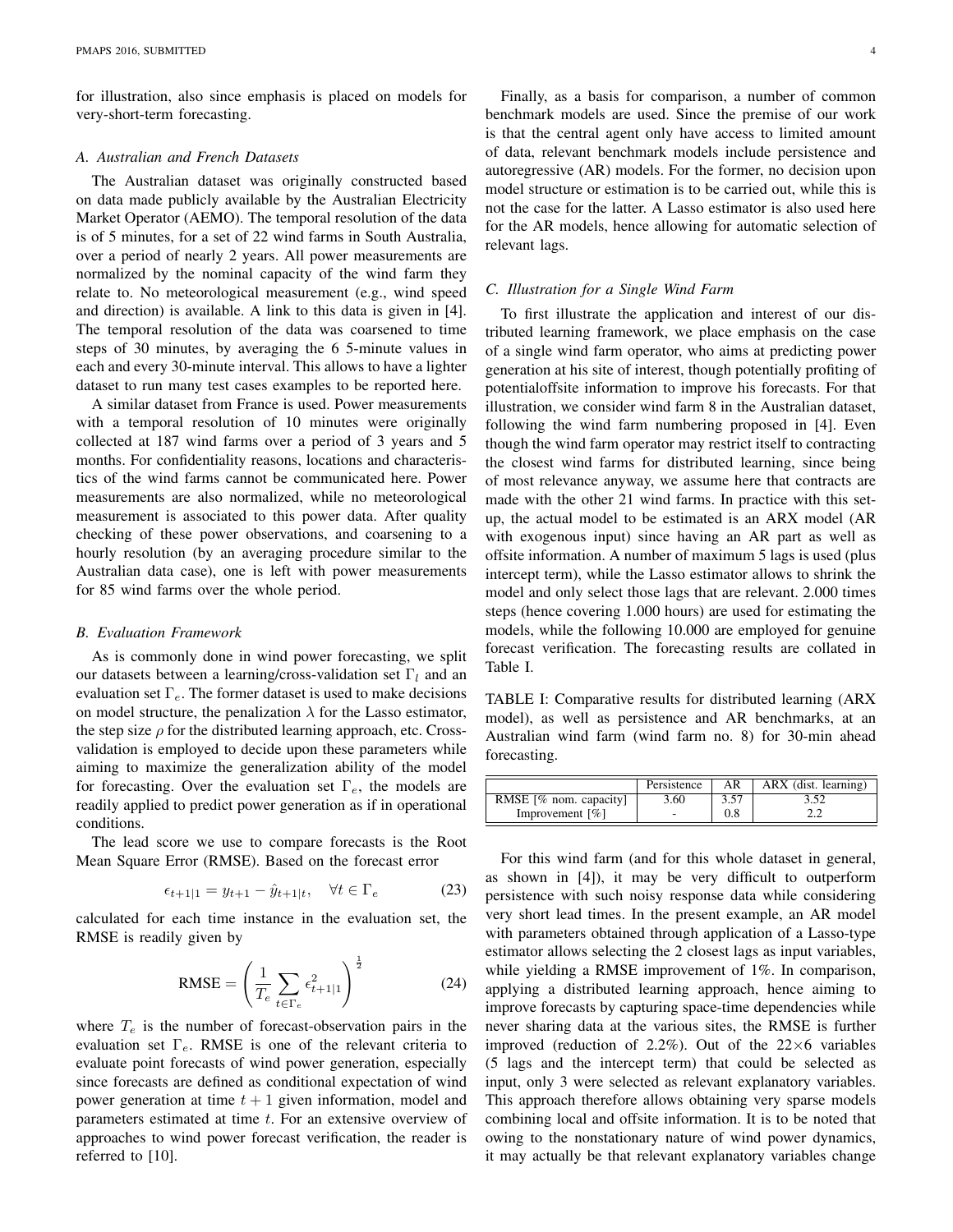for illustration, also since emphasis is placed on models for very-short-term forecasting.

### A. Australian and French Datasets

The Australian dataset was originally constructed based on data made publicly available by the Australian Electricity Market Operator (AEMO). The temporal resolution of the data is of 5 minutes, for a set of 22 wind farms in South Australia, over a period of nearly 2 years. All power measurements are normalized by the nominal capacity of the wind farm they relate to. No meteorological measurement (e.g., wind speed and direction) is available. A link to this data is given in [4]. The temporal resolution of the data was coarsened to time steps of 30 minutes, by averaging the 6 5-minute values in each and every 30-minute interval. This allows to have a lighter dataset to run many test cases examples to be reported here.

A similar dataset from France is used. Power measurements with a temporal resolution of 10 minutes were originally collected at 187 wind farms over a period of 3 years and 5 months. For confidentiality reasons, locations and characteristics of the wind farms cannot be communicated here. Power measurements are also normalized, while no meteorological measurement is associated to this power data. After quality checking of these power observations, and coarsening to a hourly resolution (by an averaging procedure similar to the Australian data case), one is left with power measurements for 85 wind farms over the whole period.

### B. Evaluation Framework

As is commonly done in wind power forecasting, we split our datasets between a learning/cross-validation set $\Gamma_l$ and an evaluation set $\Gamma_e$. The former dataset is used to make decisions on model structure, the penalization $\lambda$ for the Lasso estimator, the step size $\rho$ for the distributed learning approach, etc. Cross-validation is employed to decide upon these parameters while aiming to maximize the generalization ability of the model for forecasting. Over the evaluation set $\Gamma_e$, the models are readily applied to predict power generation as if in operational conditions.

The lead score we use to compare forecasts is the Root Mean Square Error (RMSE). Based on the forecast error

$$\epsilon_{t+1|1} = y_{t+1} - \hat{y}_{t+1|t}, \quad \forall t \in \Gamma_e \tag{23}$$

calculated for each time instance in the evaluation set, the RMSE is readily given by

$$\text{RMSE} = \left( \frac{1}{T_e} \sum_{t \in \Gamma_e} \epsilon_{t+1|1}^2 \right)^{\frac{1}{2}} \tag{24}$$

where $T_e$ is the number of forecast-observation pairs in the evaluation set $\Gamma_e$. RMSE is one of the relevant criteria to evaluate point forecasts of wind power generation, especially since forecasts are defined as conditional expectation of wind power generation at time $t+1$ given information, model and parameters estimated at time $t$. For an extensive overview of approaches to wind power forecast verification, the reader is referred to [10].

Finally, as a basis for comparison, a number of common benchmark models are used. Since the premise of our work is that the central agent only have access to limited amount of data, relevant benchmark models include persistence and autoregressive (AR) models. For the former, no decision upon model structure or estimation is to be carried out, while this is not the case for the latter. A Lasso estimator is also used here for the AR models, hence allowing for automatic selection of relevant lags.

### C. Illustration for a Single Wind Farm

To first illustrate the application and interest of our distributed learning framework, we place emphasis on the case of a single wind farm operator, who aims at predicting power generation at his site of interest, though potentially profiting of potentialoffsite information to improve his forecasts. For that illustration, we consider wind farm 8 in the Australian dataset, following the wind farm numbering proposed in [4]. Even though the wind farm operator may restrict itself to contracting the closest wind farms for distributed learning, since being of most relevance anyway, we assume here that contracts are made with the other 21 wind farms. In practice with this set-up, the actual model to be estimated is an ARX model (AR with exogenous input) since having an AR part as well as offsite information. A number of maximum 5 lags is used (plus intercept term), while the Lasso estimator allows to shrink the model and only select those lags that are relevant. 2.000 times steps (hence covering 1.000 hours) are used for estimating the models, while the following 10.000 are employed for genuine forecast verification. The forecasting results are collated in Table I.

TABLE I: Comparative results for distributed learning (ARX model), as well as persistence and AR benchmarks, at an Australian wind farm (wind farm no. 8) for 30-min ahead forecasting.

| | Persistence | AR | ARX (dist. learning) |
|---|---|---|---|
| RMSE [% nom. capacity] | 3.60 | 3.57 | 3.52 |
| Improvement [%] | - | 0.8 | 2.2 |

For this wind farm (and for this whole dataset in general, as shown in [4]), it may be very difficult to outperform persistence with such noisy response data while considering very short lead times. In the present example, an AR model with parameters obtained through application of a Lasso-type estimator allows selecting the 2 closest lags as input variables, while yielding a RMSE improvement of 1%. In comparison, applying a distributed learning approach, hence aiming to improve forecasts by capturing space-time dependencies while never sharing data at the various sites, the RMSE is further improved (reduction of 2.2%). Out of the $22 \times 6$ variables (5 lags and the intercept term) that could be selected as input, only 3 were selected as relevant explanatory variables. This approach therefore allows obtaining very sparse models combining local and offsite information. It is to be noted that owing to the nonstationary nature of wind power dynamics, it may actually be that relevant explanatory variables change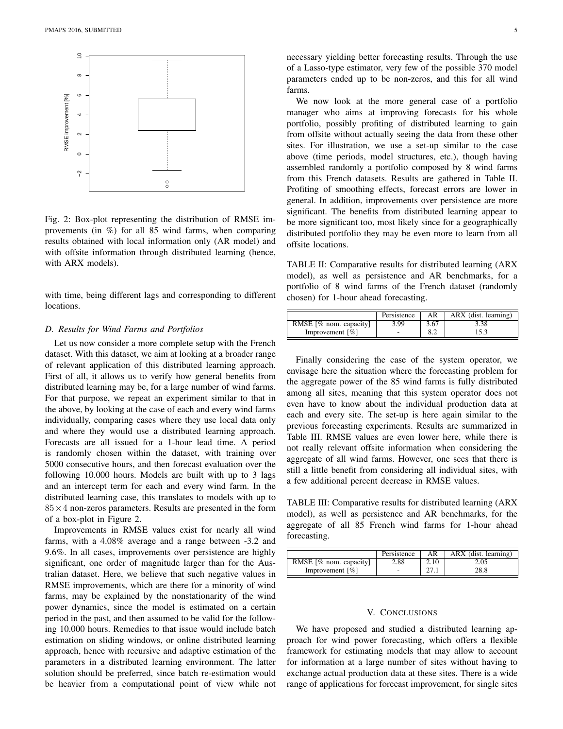Fig. 2: Box-plot representing the distribution of RMSE improvements (in %) for all 85 wind farms, when comparing results obtained with local information only (AR model) and with offsite information through distributed learning (hence, with ARX models).

with time, being different lags and corresponding to different locations.

### D. Results for Wind Farms and Portfolios

Let us now consider a more complete setup with the French dataset. With this dataset, we aim at looking at a broader range of relevant application of this distributed learning approach. First of all, it allows us to verify how general benefits from distributed learning may be, for a large number of wind farms. For that purpose, we repeat an experiment similar to that in the above, by looking at the case of each and every wind farms individually, comparing cases where they use local data only and where they would use a distributed learning approach. Forecasts are all issued for a 1-hour lead time. A period is randomly chosen within the dataset, with training over 5000 consecutive hours, and then forecast evaluation over the following 10.000 hours. Models are built with up to 3 lags and an intercept term for each and every wind farm. In the distributed learning case, this translates to models with up to $85 \times 4$ non-zeros parameters. Results are presented in the form of a box-plot in Figure 2.

Improvements in RMSE values exist for nearly all wind farms, with a 4.08% average and a range between -3.2 and 9.6%. In all cases, improvements over persistence are highly significant, one order of magnitude larger than for the Australian dataset. Here, we believe that such negative values in RMSE improvements, which are there for a minority of wind farms, may be explained by the nonstationarity of the wind power dynamics, since the model is estimated on a certain period in the past, and then assumed to be valid for the following 10.000 hours. Remedies to that issue would include batch estimation on sliding windows, or online distributed learning approach, hence with recursive and adaptive estimation of the parameters in a distributed learning environment. The latter solution should be preferred, since batch re-estimation would be heavier from a computational point of view while not necessary yielding better forecasting results. Through the use of a Lasso-type estimator, very few of the possible 370 model parameters ended up to be non-zeros, and this for all wind farms.

We now look at the more general case of a portfolio manager who aims at improving forecasts for his whole portfolio, possibly profiting of distributed learning to gain from offsite without actually seeing the data from these other sites. For illustration, we use a set-up similar to the case above (time periods, model structures, etc.), though having assembled randomly a portfolio composed by 8 wind farms from this French datasets. Results are gathered in Table II. Profiting of smoothing effects, forecast errors are lower in general. In addition, improvements over persistence are more significant. The benefits from distributed learning appear to be more significant too, most likely since for a geographically distributed portfolio they may be even more to learn from all offsite locations.

TABLE II: Comparative results for distributed learning (ARX model), as well as persistence and AR benchmarks, for a portfolio of 8 wind farms of the French dataset (randomly chosen) for 1-hour ahead forecasting.

| | Persistence | AR | ARX (dist. learning) |
|---|---|---|---|
| RMSE [% nom. capacity] | 3.99 | 3.67 | 3.38 |
| Improvement [%] | - | 8.2 | 15.3 |

Finally considering the case of the system operator, we envisage here the situation where the forecasting problem for the aggregate power of the 85 wind farms is fully distributed among all sites, meaning that this system operator does not even have to know about the individual production data at each and every site. The set-up is here again similar to the previous forecasting experiments. Results are summarized in Table III. RMSE values are even lower here, while there is not really relevant offsite information when considering the aggregate of all wind farms. However, one sees that there is still a little benefit from considering all individual sites, with a few additional percent decrease in RMSE values.

TABLE III: Comparative results for distributed learning (ARX model), as well as persistence and AR benchmarks, for the aggregate of all 85 French wind farms for 1-hour ahead forecasting.

| | Persistence | AR | ARX (dist. learning) |
|---|---|---|---|
| RMSE [% nom. capacity] | 2.88 | 2.10 | 2.05 |
| Improvement [%] | - | 27.1 | 28.8 |

## V. Conclusions

We have proposed and studied a distributed learning approach for wind power forecasting, which offers a flexible framework for estimating models that may allow to account for information at a large number of sites without having to exchange actual production data at these sites. There is a wide range of applications for forecast improvement, for single sites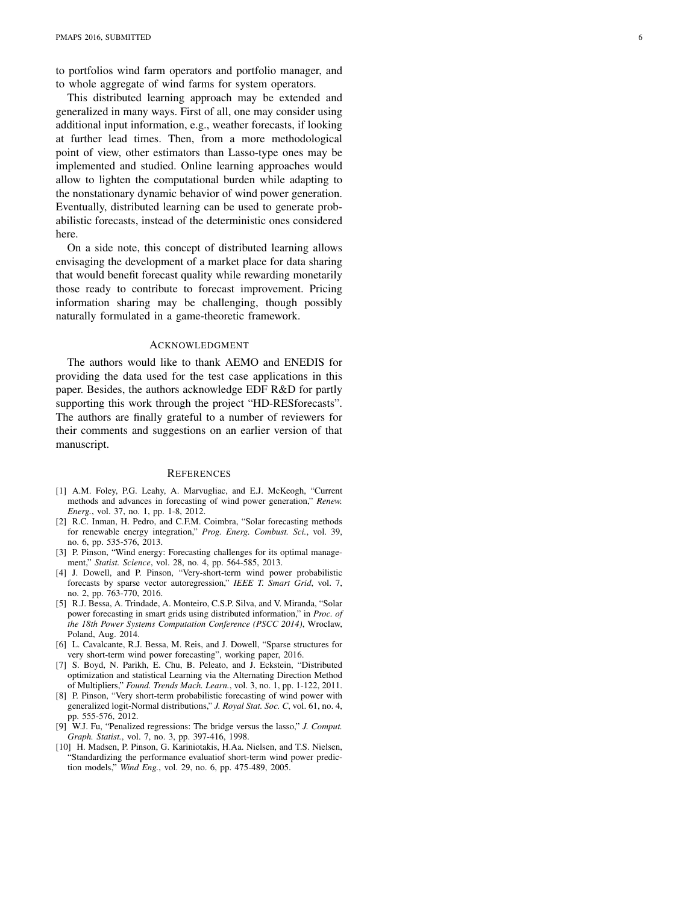to portfolios wind farm operators and portfolio manager, and to whole aggregate of wind farms for system operators.

This distributed learning approach may be extended and generalized in many ways. First of all, one may consider using additional input information, e.g., weather forecasts, if looking at further lead times. Then, from a more methodological point of view, other estimators than Lasso-type ones may be implemented and studied. Online learning approaches would allow to lighten the computational burden while adapting to the nonstationary dynamic behavior of wind power generation. Eventually, distributed learning can be used to generate probabilistic forecasts, instead of the deterministic ones considered here.

On a side note, this concept of distributed learning allows envisaging the development of a market place for data sharing that would benefit forecast quality while rewarding monetarily those ready to contribute to forecast improvement. Pricing information sharing may be challenging, though possibly naturally formulated in a game-theoretic framework.

## Acknowledgment

The authors would like to thank AEMO and ENEDIS for providing the data used for the test case applications in this paper. Besides, the authors acknowledge EDF R&D for partly supporting this work through the project "HD-RESforecasts". The authors are finally grateful to a number of reviewers for their comments and suggestions on an earlier version of that manuscript.

## References

[1] A.M. Foley, P.G. Leahy, A. Marvugliac, and E.J. McKeogh, "Current methods and advances in forecasting of wind power generation," *Renew. Energ.*, vol. 37, no. 1, pp. 1-8, 2012.

[2] R.C. Inman, H. Pedro, and C.F.M. Coimbra, "Solar forecasting methods for renewable energy integration," *Prog. Energ. Combust. Sci.*, vol. 39, no. 6, pp. 535-576, 2013.

[3] P. Pinson, "Wind energy: Forecasting challenges for its optimal management," *Statist. Science*, vol. 28, no. 4, pp. 564-585, 2013.

[4] J. Dowell, and P. Pinson, "Very-short-term wind power probabilistic forecasts by sparse vector autoregression," *IEEE T. Smart Grid*, vol. 7, no. 2, pp. 763-770, 2016.

[5] R.J. Bessa, A. Trindade, A. Monteiro, C.S.P. Silva, and V. Miranda, "Solar power forecasting in smart grids using distributed information," in *Proc. of the 18th Power Systems Computation Conference (PSCC 2014)*, Wroclaw, Poland, Aug. 2014.

[6] L. Cavalcante, R.J. Bessa, M. Reis, and J. Dowell, "Sparse structures for very short-term wind power forecasting", working paper, 2016.

[7] S. Boyd, N. Parikh, E. Chu, B. Peleato, and J. Eckstein, "Distributed optimization and statistical Learning via the Alternating Direction Method of Multipliers," *Found. Trends Mach. Learn.*, vol. 3, no. 1, pp. 1-122, 2011.

[8] P. Pinson, "Very short-term probabilistic forecasting of wind power with generalized logit-Normal distributions," *J. Royal Stat. Soc. C*, vol. 61, no. 4, pp. 555-576, 2012.

[9] W.J. Fu, "Penalized regressions: The bridge versus the lasso," *J. Comput. Graph. Statist.*, vol. 7, no. 3, pp. 397-416, 1998.

[10] H. Madsen, P. Pinson, G. Kariniotakis, H.Aa. Nielsen, and T.S. Nielsen, "Standardizing the performance evaluatiof short-term wind power prediction models," *Wind Eng.*, vol. 29, no. 6, pp. 475-489, 2005.